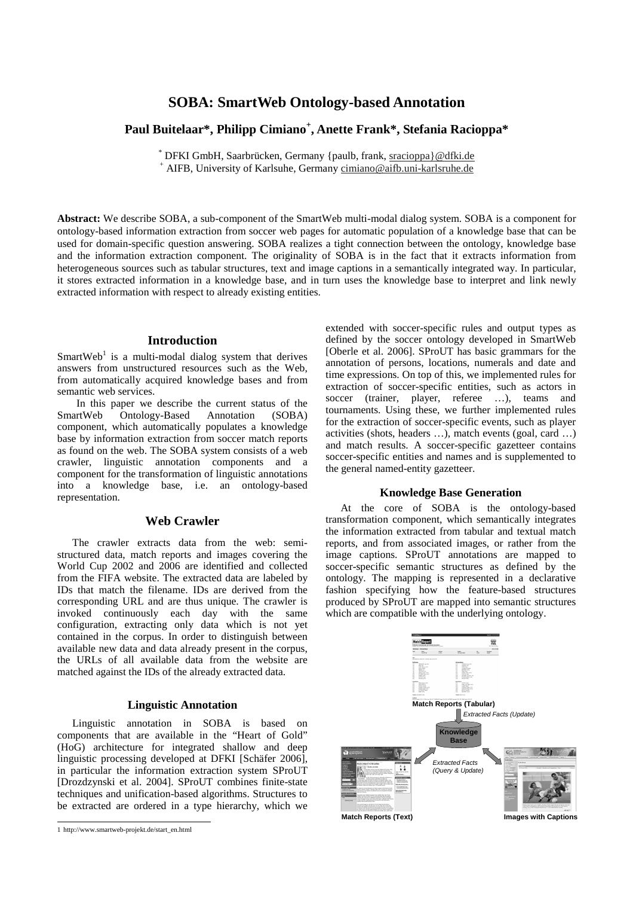# SOBA: SmartWeb Ontology-based Annotation

**Paul Buitelaar\*, Philipp Cimiano+, Anette Frank\*, Stefania Racioppa\***

\* DFKI GmbH, Saarbrücken, Germany {paulb, frank, sracioppa}@dfki.de
+ AIFB, University of Karlsuhe, Germany cimiano@aifb.uni-karlsruhe.de

**Abstract:** We describe SOBA, a sub-component of the SmartWeb multi-modal dialog system. SOBA is a component for ontology-based information extraction from soccer web pages for automatic population of a knowledge base that can be used for domain-specific question answering. SOBA realizes a tight connection between the ontology, knowledge base and the information extraction component. The originality of SOBA is in the fact that it extracts information from heterogeneous sources such as tabular structures, text and image captions in a semantically integrated way. In particular, it stores extracted information in a knowledge base, and in turn uses the knowledge base to interpret and link newly extracted information with respect to already existing entities.

## Introduction

SmartWeb[1] is a multi-modal dialog system that derives answers from unstructured resources such as the Web, from automatically acquired knowledge bases and from semantic web services.

In this paper we describe the current status of the SmartWeb Ontology-Based Annotation (SOBA) component, which automatically populates a knowledge base by information extraction from soccer match reports as found on the web. The SOBA system consists of a web crawler, linguistic annotation components and a component for the transformation of linguistic annotations into a knowledge base, i.e. an ontology-based representation.

## Web Crawler

The crawler extracts data from the web: semi-structured data, match reports and images covering the World Cup 2002 and 2006 are identified and collected from the FIFA website. The extracted data are labeled by IDs that match the filename. IDs are derived from the corresponding URL and are thus unique. The crawler is invoked continuously each day with the same configuration, extracting only data which is not yet contained in the corpus. In order to distinguish between available new data and data already present in the corpus, the URLs of all available data from the website are matched against the IDs of the already extracted data.

### Linguistic Annotation

Linguistic annotation in SOBA is based on components that are available in the "Heart of Gold" (HoG) architecture for integrated shallow and deep linguistic processing developed at DFKI [Schäfer 2006], in particular the information extraction system SProUT [Drozdzynski et al. 2004]. SProUT combines finite-state techniques and unification-based algorithms. Structures to be extracted are ordered in a type hierarchy, which we extended with soccer-specific rules and output types as defined by the soccer ontology developed in SmartWeb [Oberle et al. 2006]. SProUT has basic grammars for the annotation of persons, locations, numerals and date and time expressions. On top of this, we implemented rules for extraction of soccer-specific entities, such as actors in soccer (trainer, player, referee …), teams and tournaments. Using these, we further implemented rules for the extraction of soccer-specific events, such as player activities (shots, headers …), match events (goal, card …) and match results. A soccer-specific gazetteer contains soccer-specific entities and names and is supplemented to the general named-entity gazetteer.

### Knowledge Base Generation

At the core of SOBA is the ontology-based transformation component, which semantically integrates the information extracted from tabular and textual match reports, and from associated images, or rather from the image captions. SProUT annotations are mapped to soccer-specific semantic structures as defined by the ontology. The mapping is represented in a declarative fashion specifying how the feature-based structures produced by SProUT are mapped into semantic structures which are compatible with the underlying ontology.

Match Reports (Tabular)

*Extracted Facts (Update)*

Knowledge Base

*Extracted Facts (Query & Update)*

Match Reports (Text)

Images with Captions

1 http://www.smartweb-projekt.de/start_en.html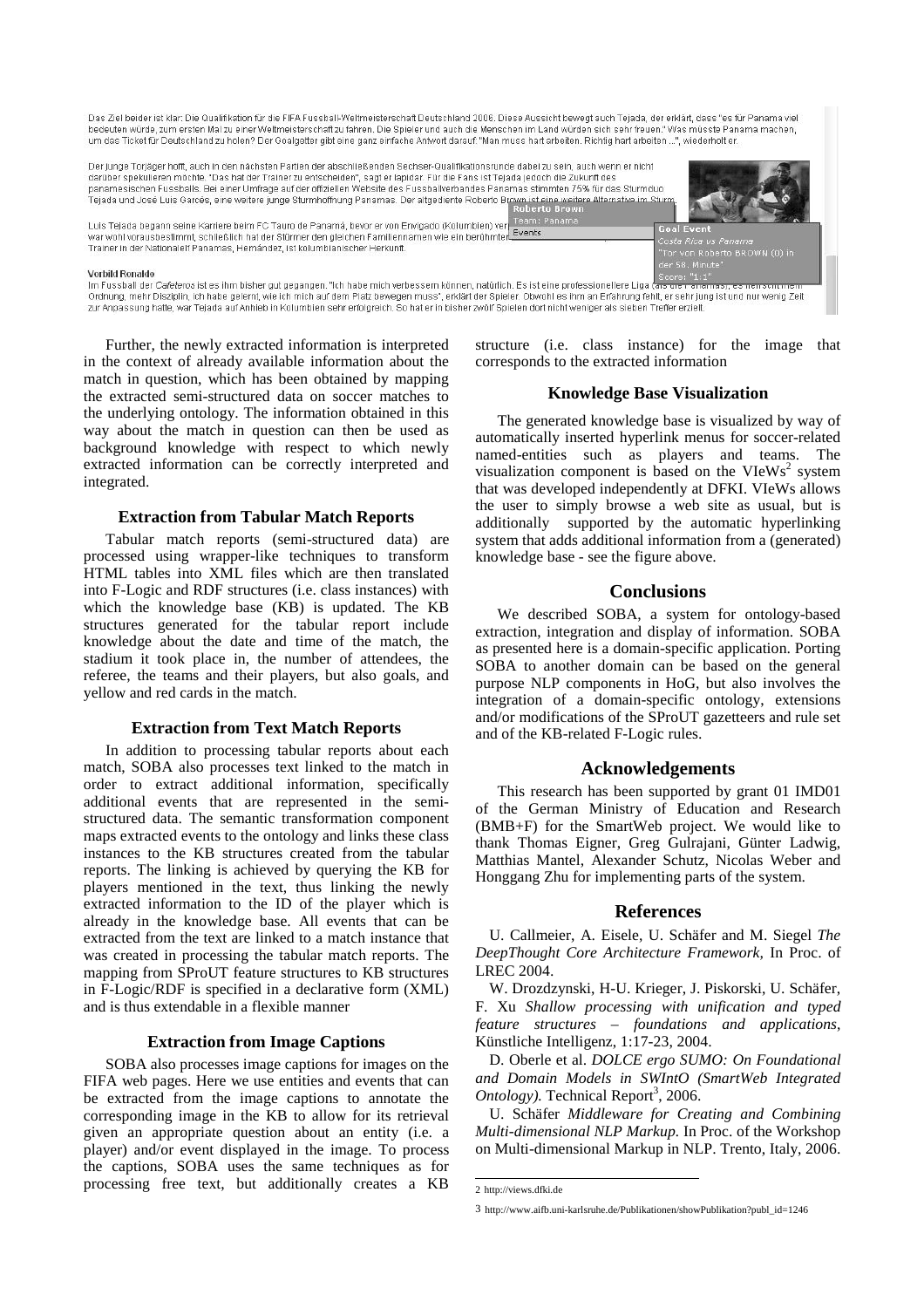Further, the newly extracted information is interpreted in the context of already available information about the match in question, which has been obtained by mapping the extracted semi-structured data on soccer matches to the underlying ontology. The information obtained in this way about the match in question can then be used as background knowledge with respect to which newly extracted information can be correctly interpreted and integrated.

### Extraction from Tabular Match Reports

Tabular match reports (semi-structured data) are processed using wrapper-like techniques to transform HTML tables into XML files which are then translated into F-Logic and RDF structures (i.e. class instances) with which the knowledge base (KB) is updated. The KB structures generated for the tabular report include knowledge about the date and time of the match, the stadium it took place in, the number of attendees, the referee, the teams and their players, but also goals, and yellow and red cards in the match.

### Extraction from Text Match Reports

In addition to processing tabular reports about each match, SOBA also processes text linked to the match in order to extract additional information, specifically additional events that are represented in the semi-structured data. The semantic transformation component maps extracted events to the ontology and links these class instances to the KB structures created from the tabular reports. The linking is achieved by querying the KB for players mentioned in the text, thus linking the newly extracted information to the ID of the player which is already in the knowledge base. All events that can be extracted from the text are linked to a match instance that was created in processing the tabular match reports. The mapping from SProUT feature structures to KB structures in F-Logic/RDF is specified in a declarative form (XML) and is thus extendable in a flexible manner

### Extraction from Image Captions

SOBA also processes image captions for images on the FIFA web pages. Here we use entities and events that can be extracted from the image captions to annotate the corresponding image in the KB to allow for its retrieval given an appropriate question about an entity (i.e. a player) and/or event displayed in the image. To process the captions, SOBA uses the same techniques as for processing free text, but additionally creates a KB structure (i.e. class instance) for the image that corresponds to the extracted information

### Knowledge Base Visualization

The generated knowledge base is visualized by way of automatically inserted hyperlink menus for soccer-related named-entities such as players and teams. The visualization component is based on the VIeWs[2] system that was developed independently at DFKI. VIeWs allows the user to simply browse a web site as usual, but is additionally supported by the automatic hyperlinking system that adds additional information from a (generated) knowledge base - see the figure above.

## Conclusions

We described SOBA, a system for ontology-based extraction, integration and display of information. SOBA as presented here is a domain-specific application. Porting SOBA to another domain can be based on the general purpose NLP components in HoG, but also involves the integration of a domain-specific ontology, extensions and/or modifications of the SProUT gazetteers and rule set and of the KB-related F-Logic rules.

## Acknowledgements

This research has been supported by grant 01 IMD01 of the German Ministry of Education and Research (BMB+F) for the SmartWeb project. We would like to thank Thomas Eigner, Greg Gulrajani, Günter Ladwig, Matthias Mantel, Alexander Schutz, Nicolas Weber and Honggang Zhu for implementing parts of the system.

## References

U. Callmeier, A. Eisele, U. Schäfer and M. Siegel *The DeepThought Core Architecture Framework,* In Proc. of LREC 2004.

W. Drozdzynski, H-U. Krieger, J. Piskorski, U. Schäfer, F. Xu *Shallow processing with unification and typed feature structures – foundations and applications*, Künstliche Intelligenz, 1:17-23, 2004.

D. Oberle et al. *DOLCE ergo SUMO: On Foundational and Domain Models in SWIntO (SmartWeb Integrated Ontology).* Technical Report[3], 2006.

U. Schäfer *Middleware for Creating and Combining Multi-dimensional NLP Markup.* In Proc. of the Workshop on Multi-dimensional Markup in NLP. Trento, Italy, 2006.

---

2 http://views.dfki.de

3 http://www.aifb.uni-karlsruhe.de/Publikationen/showPublikation?publ_id=1246